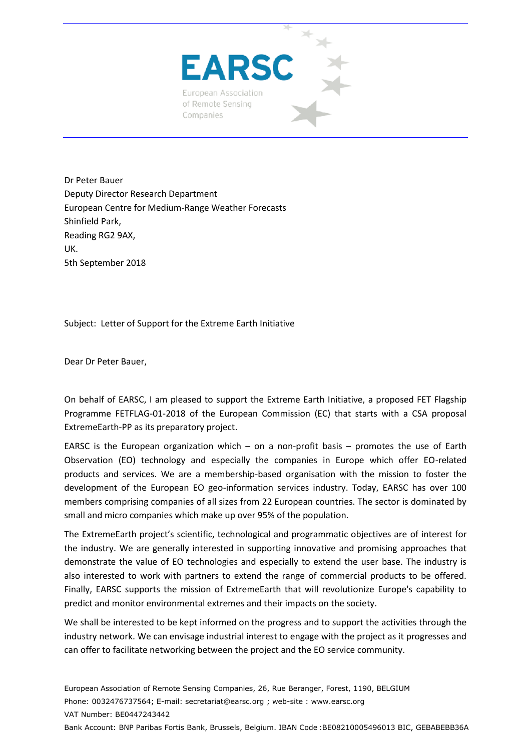EARSC

European Association of Remote Sensing Companies

Dr Peter Bauer
Deputy Director Research Department
European Centre for Medium-Range Weather Forecasts
Shinfield Park,
Reading RG2 9AX,
UK.
5th September 2018

Subject: Letter of Support for the Extreme Earth Initiative

Dear Dr Peter Bauer,

On behalf of EARSC, I am pleased to support the Extreme Earth Initiative, a proposed FET Flagship Programme FETFLAG-01-2018 of the European Commission (EC) that starts with a CSA proposal ExtremeEarth-PP as its preparatory project.

EARSC is the European organization which – on a non-profit basis – promotes the use of Earth Observation (EO) technology and especially the companies in Europe which offer EO-related products and services. We are a membership-based organisation with the mission to foster the development of the European EO geo-information services industry. Today, EARSC has over 100 members comprising companies of all sizes from 22 European countries. The sector is dominated by small and micro companies which make up over 95% of the population.

The ExtremeEarth project's scientific, technological and programmatic objectives are of interest for the industry. We are generally interested in supporting innovative and promising approaches that demonstrate the value of EO technologies and especially to extend the user base. The industry is also interested to work with partners to extend the range of commercial products to be offered. Finally, EARSC supports the mission of ExtremeEarth that will revolutionize Europe's capability to predict and monitor environmental extremes and their impacts on the society.

We shall be interested to be kept informed on the progress and to support the activities through the industry network. We can envisage industrial interest to engage with the project as it progresses and can offer to facilitate networking between the project and the EO service community.

European Association of Remote Sensing Companies, 26, Rue Beranger, Forest, 1190, BELGIUM
Phone: 0032476737564; E-mail: secretariat@earsc.org ; web-site : www.earsc.org
VAT Number: BE0447243442
Bank Account: BNP Paribas Fortis Bank, Brussels, Belgium. IBAN Code :BE08210005496013 BIC, GEBABEBB36A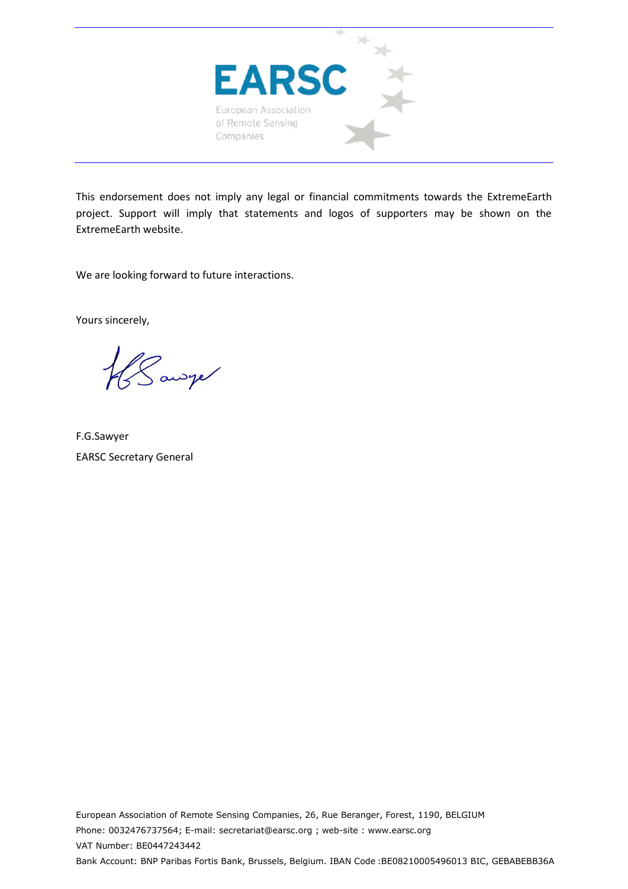EARSC

European Association of Remote Sensing Companies

This endorsement does not imply any legal or financial commitments towards the ExtremeEarth project. Support will imply that statements and logos of supporters may be shown on the ExtremeEarth website.

We are looking forward to future interactions.

Yours sincerely,

F.G.Sawyer
EARSC Secretary General

European Association of Remote Sensing Companies, 26, Rue Beranger, Forest, 1190, BELGIUM
Phone: 0032476737564; E-mail: secretariat@earsc.org ; web-site : www.earsc.org
VAT Number: BE0447243442
Bank Account: BNP Paribas Fortis Bank, Brussels, Belgium. IBAN Code :BE08210005496013 BIC, GEBABEBB36A